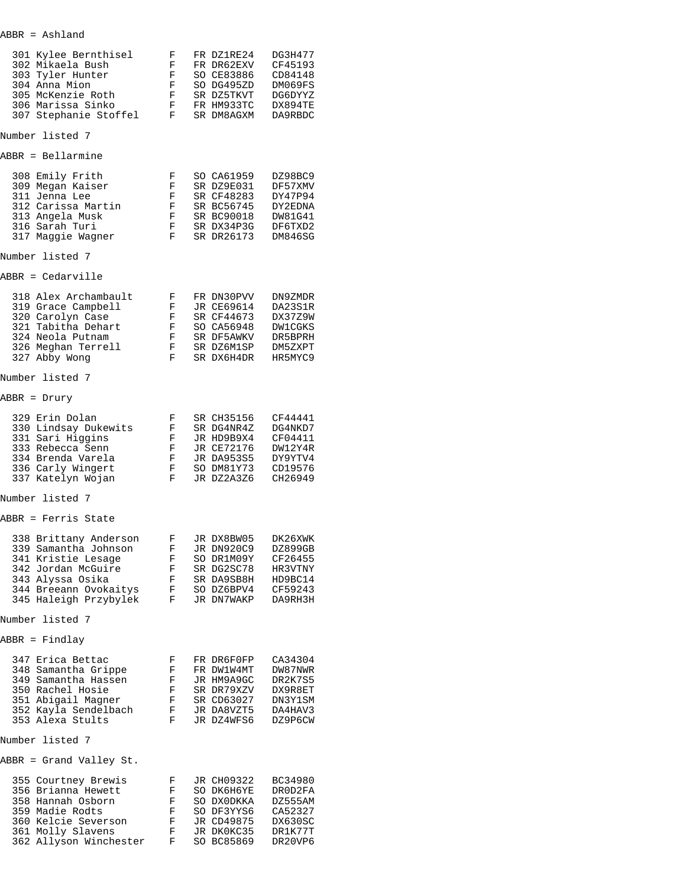ABBR = Ashland

| | | | | | |
|---|---|---|---|---|---|
| 301 | Kylee Bernthisel | F | FR | DZ1RE24 | DG3H477 |
| 302 | Mikaela Bush | F | FR | DR62EXV | CF45193 |
| 303 | Tyler Hunter | F | SO | CE83886 | CD84148 |
| 304 | Anna Mion | F | SO | DG495ZD | DM069FS |
| 305 | McKenzie Roth | F | SR | DZ5TKVT | DG6DYYZ |
| 306 | Marissa Sinko | F | FR | HM933TC | DX894TE |
| 307 | Stephanie Stoffel | F | SR | DM8AGXM | DA9RBDC |

Number listed 7

ABBR = Bellarmine

| | | | | | |
|---|---|---|---|---|---|
| 308 | Emily Frith | F | SO | CA61959 | DZ98BC9 |
| 309 | Megan Kaiser | F | SR | DZ9E031 | DF57XMV |
| 311 | Jenna Lee | F | SR | CF48283 | DY47P94 |
| 312 | Carissa Martin | F | SR | BC56745 | DY2EDNA |
| 313 | Angela Musk | F | SR | BC90018 | DW81G41 |
| 316 | Sarah Turi | F | SR | DX34P3G | DF6TXD2 |
| 317 | Maggie Wagner | F | SR | DR26173 | DM846SG |

Number listed 7

ABBR = Cedarville

| | | | | | |
|---|---|---|---|---|---|
| 318 | Alex Archambault | F | FR | DN30PVV | DN9ZMDR |
| 319 | Grace Campbell | F | JR | CE69614 | DA23S1R |
| 320 | Carolyn Case | F | SR | CF44673 | DX37Z9W |
| 321 | Tabitha Dehart | F | SO | CA56948 | DW1CGKS |
| 324 | Neola Putnam | F | SR | DF5AWKV | DR5BPRH |
| 326 | Meghan Terrell | F | SR | DZ6M1SP | DM5ZXPT |
| 327 | Abby Wong | F | SR | DX6H4DR | HR5MYC9 |

Number listed 7

ABBR = Drury

| | | | | | |
|---|---|---|---|---|---|
| 329 | Erin Dolan | F | SR | CH35156 | CF44441 |
| 330 | Lindsay Dukewits | F | SR | DG4NR4Z | DG4NKD7 |
| 331 | Sari Higgins | F | JR | HD9B9X4 | CF04411 |
| 333 | Rebecca Senn | F | JR | CE72176 | DW12Y4R |
| 334 | Brenda Varela | F | JR | DA953S5 | DY9YTV4 |
| 336 | Carly Wingert | F | SO | DM81Y73 | CD19576 |
| 337 | Katelyn Wojan | F | JR | DZ2A3Z6 | CH26949 |

Number listed 7

ABBR = Ferris State

| | | | | | |
|---|---|---|---|---|---|
| 338 | Brittany Anderson | F | JR | DX8BW05 | DK26XWK |
| 339 | Samantha Johnson | F | JR | DN920C9 | DZ899GB |
| 341 | Kristie Lesage | F | SO | DR1M09Y | CF26455 |
| 342 | Jordan McGuire | F | SR | DG2SC78 | HR3VTNY |
| 343 | Alyssa Osika | F | SR | DA9SB8H | HD9BC14 |
| 344 | Breeann Ovokaitys | F | SO | DZ6BPV4 | CF59243 |
| 345 | Haleigh Przybylek | F | JR | DN7WAKP | DA9RH3H |

Number listed 7

ABBR = Findlay

| | | | | | |
|---|---|---|---|---|---|
| 347 | Erica Bettac | F | FR | DR6F0FP | CA34304 |
| 348 | Samantha Grippe | F | FR | DW1W4MT | DW87NWR |
| 349 | Samantha Hassen | F | JR | HM9A9GC | DR2K7S5 |
| 350 | Rachel Hosie | F | SR | DR79XZV | DX9R8ET |
| 351 | Abigail Magner | F | SR | CD63027 | DN3Y1SM |
| 352 | Kayla Sendelbach | F | JR | DA8VZT5 | DA4HAV3 |
| 353 | Alexa Stults | F | JR | DZ4WFS6 | DZ9P6CW |

Number listed 7

ABBR = Grand Valley St.

| | | | | | |
|---|---|---|---|---|---|
| 355 | Courtney Brewis | F | JR | CH09322 | BC34980 |
| 356 | Brianna Hewett | F | SO | DK6H6YE | DR0D2FA |
| 358 | Hannah Osborn | F | SO | DX0DKKA | DZ555AM |
| 359 | Madie Rodts | F | SO | DF3YYS6 | CA52327 |
| 360 | Kelcie Severson | F | JR | CD49875 | DX630SC |
| 361 | Molly Slavens | F | JR | DK0KC35 | DR1K77T |
| 362 | Allyson Winchester | F | SO | BC85869 | DR20VP6 |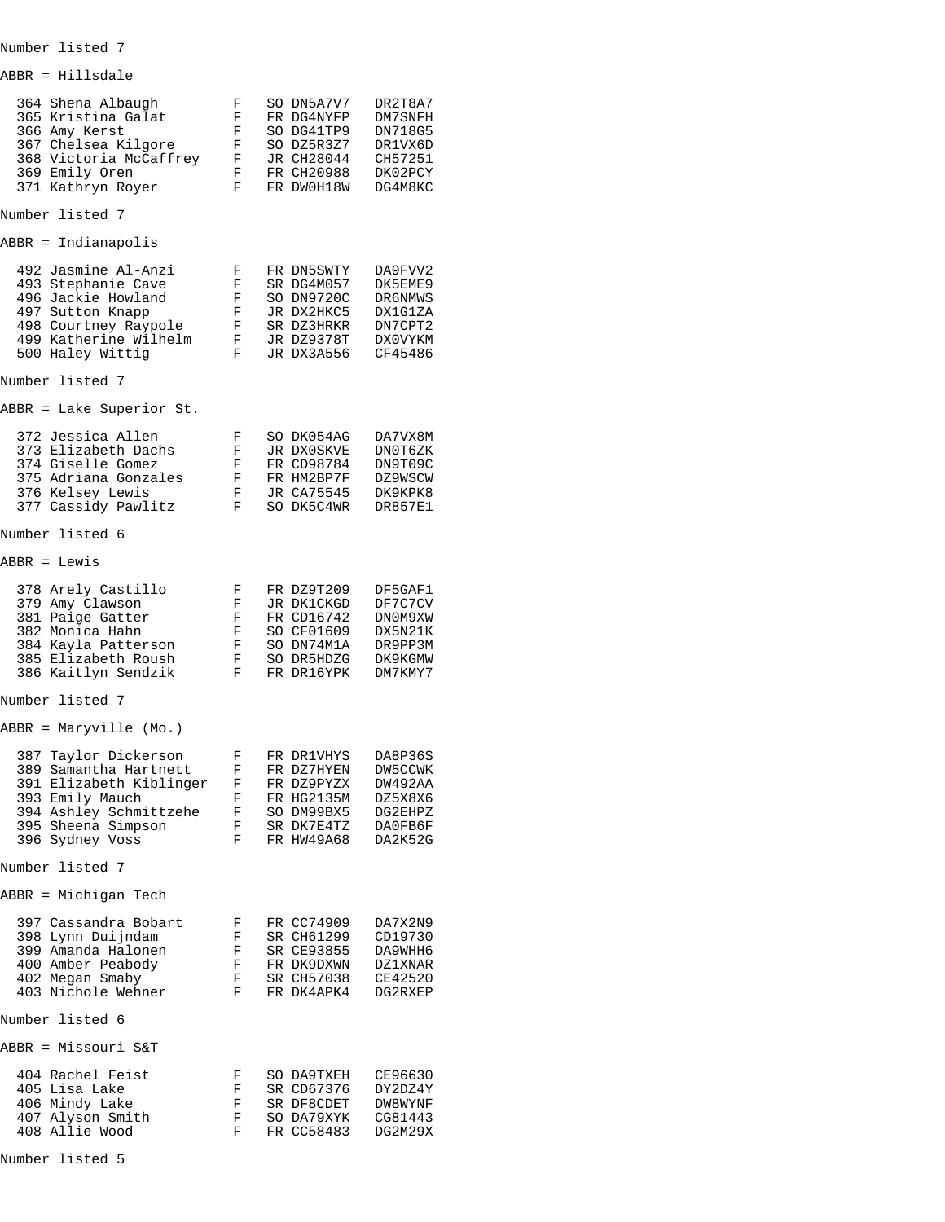Number listed 7

ABBR = Hillsdale

| | | | | | |
|---|---|---|---|---|---|
| 364 | Shena Albaugh | F | SO | DN5A7V7 | DR2T8A7 |
| 365 | Kristina Galat | F | FR | DG4NYFP | DM7SNFH |
| 366 | Amy Kerst | F | SO | DG41TP9 | DN718G5 |
| 367 | Chelsea Kilgore | F | SO | DZ5R3Z7 | DR1VX6D |
| 368 | Victoria McCaffrey | F | JR | CH28044 | CH57251 |
| 369 | Emily Oren | F | FR | CH20988 | DK02PCY |
| 371 | Kathryn Royer | F | FR | DW0H18W | DG4M8KC |

Number listed 7

ABBR = Indianapolis

| | | | | | |
|---|---|---|---|---|---|
| 492 | Jasmine Al-Anzi | F | FR | DN5SWTY | DA9FVV2 |
| 493 | Stephanie Cave | F | SR | DG4M057 | DK5EME9 |
| 496 | Jackie Howland | F | SO | DN9720C | DR6NMWS |
| 497 | Sutton Knapp | F | JR | DX2HKC5 | DX1G1ZA |
| 498 | Courtney Raypole | F | SR | DZ3HRKR | DN7CPT2 |
| 499 | Katherine Wilhelm | F | JR | DZ9378T | DX0VYKM |
| 500 | Haley Wittig | F | JR | DX3A556 | CF45486 |

Number listed 7

ABBR = Lake Superior St.

| | | | | | |
|---|---|---|---|---|---|
| 372 | Jessica Allen | F | SO | DK054AG | DA7VX8M |
| 373 | Elizabeth Dachs | F | JR | DX0SKVE | DN0T6ZK |
| 374 | Giselle Gomez | F | FR | CD98784 | DN9T09C |
| 375 | Adriana Gonzales | F | FR | HM2BP7F | DZ9WSCW |
| 376 | Kelsey Lewis | F | JR | CA75545 | DK9KPK8 |
| 377 | Cassidy Pawlitz | F | SO | DK5C4WR | DR857E1 |

Number listed 6

ABBR = Lewis

| | | | | | |
|---|---|---|---|---|---|
| 378 | Arely Castillo | F | FR | DZ9T209 | DF5GAF1 |
| 379 | Amy Clawson | F | JR | DK1CKGD | DF7C7CV |
| 381 | Paige Gatter | F | FR | CD16742 | DN0M9XW |
| 382 | Monica Hahn | F | SO | CF01609 | DX5N21K |
| 384 | Kayla Patterson | F | SO | DN74M1A | DR9PP3M |
| 385 | Elizabeth Roush | F | SO | DR5HDZG | DK9KGMW |
| 386 | Kaitlyn Sendzik | F | FR | DR16YPK | DM7KMY7 |

Number listed 7

ABBR = Maryville (Mo.)

| | | | | | |
|---|---|---|---|---|---|
| 387 | Taylor Dickerson | F | FR | DR1VHYS | DA8P36S |
| 389 | Samantha Hartnett | F | FR | DZ7HYEN | DW5CCWK |
| 391 | Elizabeth Kiblinger | F | FR | DZ9PYZX | DW492AA |
| 393 | Emily Mauch | F | FR | HG2135M | DZ5X8X6 |
| 394 | Ashley Schmittzehe | F | SO | DM99BX5 | DG2EHPZ |
| 395 | Sheena Simpson | F | SR | DK7E4TZ | DA0FB6F |
| 396 | Sydney Voss | F | FR | HW49A68 | DA2K52G |

Number listed 7

ABBR = Michigan Tech

| | | | | | |
|---|---|---|---|---|---|
| 397 | Cassandra Bobart | F | FR | CC74909 | DA7X2N9 |
| 398 | Lynn Duijndam | F | SR | CH61299 | CD19730 |
| 399 | Amanda Halonen | F | SR | CE93855 | DA9WHH6 |
| 400 | Amber Peabody | F | FR | DK9DXWN | DZ1XNAR |
| 402 | Megan Smaby | F | SR | CH57038 | CE42520 |
| 403 | Nichole Wehner | F | FR | DK4APK4 | DG2RXEP |

Number listed 6

ABBR = Missouri S&T

| | | | | | |
|---|---|---|---|---|---|
| 404 | Rachel Feist | F | SO | DA9TXEH | CE96630 |
| 405 | Lisa Lake | F | SR | CD67376 | DY2DZ4Y |
| 406 | Mindy Lake | F | SR | DF8CDET | DW8WYNF |
| 407 | Alyson Smith | F | SO | DA79XYK | CG81443 |
| 408 | Allie Wood | F | FR | CC58483 | DG2M29X |

Number listed 5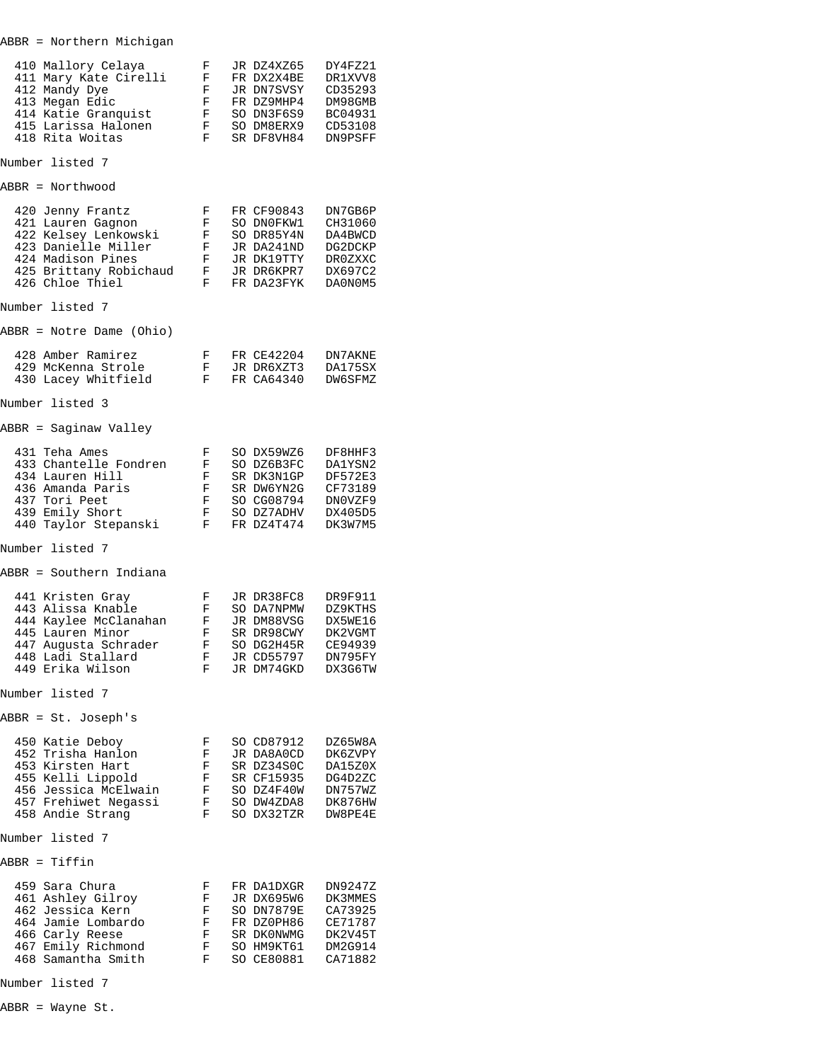ABBR = Northern Michigan

| | | | | | |
|---|---|---|---|---|---|
| 410 | Mallory Celaya | F | JR | DZ4XZ65 | DY4FZ21 |
| 411 | Mary Kate Cirelli | F | FR | DX2X4BE | DR1XVV8 |
| 412 | Mandy Dye | F | JR | DN7SVSY | CD35293 |
| 413 | Megan Edic | F | FR | DZ9MHP4 | DM98GMB |
| 414 | Katie Granquist | F | SO | DN3F6S9 | BC04931 |
| 415 | Larissa Halonen | F | SO | DM8ERX9 | CD53108 |
| 418 | Rita Woitas | F | SR | DF8VH84 | DN9PSFF |

Number listed 7

ABBR = Northwood

| | | | | | |
|---|---|---|---|---|---|
| 420 | Jenny Frantz | F | FR | CF90843 | DN7GB6P |
| 421 | Lauren Gagnon | F | SO | DN0FKW1 | CH31060 |
| 422 | Kelsey Lenkowski | F | SO | DR85Y4N | DA4BWCD |
| 423 | Danielle Miller | F | JR | DA241ND | DG2DCKP |
| 424 | Madison Pines | F | JR | DK19TTY | DR0ZXXC |
| 425 | Brittany Robichaud | F | JR | DR6KPR7 | DX697C2 |
| 426 | Chloe Thiel | F | FR | DA23FYK | DA0N0M5 |

Number listed 7

ABBR = Notre Dame (Ohio)

| | | | | | |
|---|---|---|---|---|---|
| 428 | Amber Ramirez | F | FR | CE42204 | DN7AKNE |
| 429 | McKenna Strole | F | JR | DR6XZT3 | DA175SX |
| 430 | Lacey Whitfield | F | FR | CA64340 | DW6SFMZ |

Number listed 3

ABBR = Saginaw Valley

| | | | | | |
|---|---|---|---|---|---|
| 431 | Teha Ames | F | SO | DX59WZ6 | DF8HHF3 |
| 433 | Chantelle Fondren | F | SO | DZ6B3FC | DA1YSN2 |
| 434 | Lauren Hill | F | SR | DK3N1GP | DF572E3 |
| 436 | Amanda Paris | F | SR | DW6YN2G | CF73189 |
| 437 | Tori Peet | F | SO | CG08794 | DN0VZF9 |
| 439 | Emily Short | F | SO | DZ7ADHV | DX405D5 |
| 440 | Taylor Stepanski | F | FR | DZ4T474 | DK3W7M5 |

Number listed 7

ABBR = Southern Indiana

| | | | | | |
|---|---|---|---|---|---|
| 441 | Kristen Gray | F | JR | DR38FC8 | DR9F911 |
| 443 | Alissa Knable | F | SO | DA7NPMW | DZ9KTHS |
| 444 | Kaylee McClanahan | F | JR | DM88VSG | DX5WE16 |
| 445 | Lauren Minor | F | SR | DR98CWY | DK2VGMT |
| 447 | Augusta Schrader | F | SO | DG2H45R | CE94939 |
| 448 | Ladi Stallard | F | JR | CD55797 | DN795FY |
| 449 | Erika Wilson | F | JR | DM74GKD | DX3G6TW |

Number listed 7

ABBR = St. Joseph's

| | | | | | |
|---|---|---|---|---|---|
| 450 | Katie Deboy | F | SO | CD87912 | DZ65W8A |
| 452 | Trisha Hanlon | F | JR | DA8A0CD | DK6ZVPY |
| 453 | Kirsten Hart | F | SR | DZ34S0C | DA15Z0X |
| 455 | Kelli Lippold | F | SR | CF15935 | DG4D2ZC |
| 456 | Jessica McElwain | F | SO | DZ4F40W | DN757WZ |
| 457 | Frehiwet Negassi | F | SO | DW4ZDA8 | DK876HW |
| 458 | Andie Strang | F | SO | DX32TZR | DW8PE4E |

Number listed 7

ABBR = Tiffin

| | | | | | |
|---|---|---|---|---|---|
| 459 | Sara Chura | F | FR | DA1DXGR | DN9247Z |
| 461 | Ashley Gilroy | F | JR | DX695W6 | DK3MMES |
| 462 | Jessica Kern | F | SO | DN7879E | CA73925 |
| 464 | Jamie Lombardo | F | FR | DZ0PH86 | CE71787 |
| 466 | Carly Reese | F | SR | DK0NWMG | DK2V45T |
| 467 | Emily Richmond | F | SO | HM9KT61 | DM2G914 |
| 468 | Samantha Smith | F | SO | CE80881 | CA71882 |

Number listed 7

ABBR = Wayne St.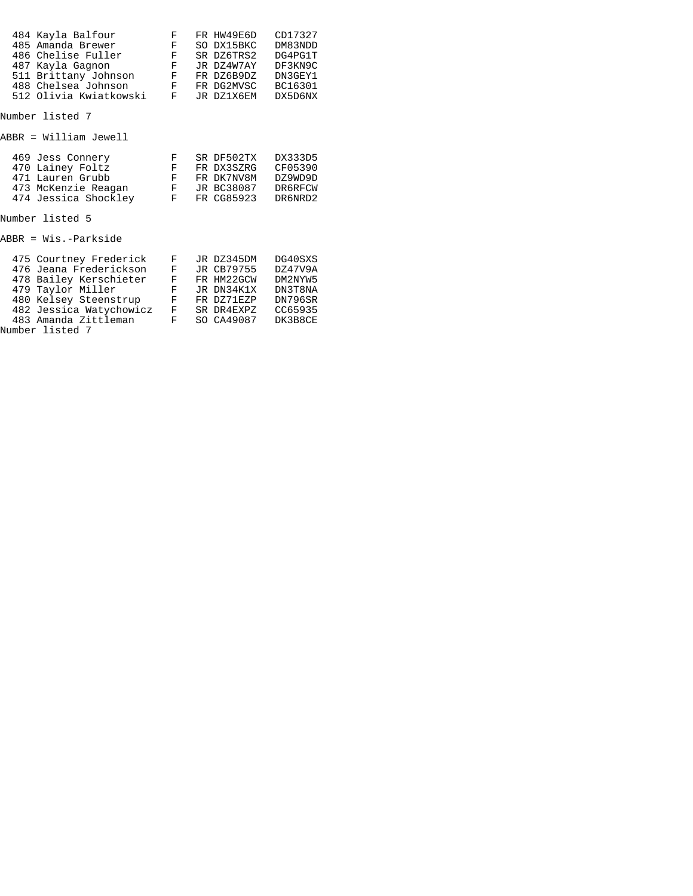| | | | | | |
|---|---|---|---|---|---|
| 484 | Kayla Balfour | F | FR | HW49E6D | CD17327 |
| 485 | Amanda Brewer | F | SO | DX15BKC | DM83NDD |
| 486 | Chelise Fuller | F | SR | DZ6TRS2 | DG4PG1T |
| 487 | Kayla Gagnon | F | JR | DZ4W7AY | DF3KN9C |
| 511 | Brittany Johnson | F | FR | DZ6B9DZ | DN3GEY1 |
| 488 | Chelsea Johnson | F | FR | DG2MVSC | BC16301 |
| 512 | Olivia Kwiatkowski | F | JR | DZ1X6EM | DX5D6NX |

Number listed 7

ABBR = William Jewell

| | | | | | |
|---|---|---|---|---|---|
| 469 | Jess Connery | F | SR | DF502TX | DX333D5 |
| 470 | Lainey Foltz | F | FR | DX3SZRG | CF05390 |
| 471 | Lauren Grubb | F | FR | DK7NV8M | DZ9WD9D |
| 473 | McKenzie Reagan | F | JR | BC38087 | DR6RFCW |
| 474 | Jessica Shockley | F | FR | CG85923 | DR6NRD2 |

Number listed 5

ABBR = Wis.-Parkside

| | | | | | |
|---|---|---|---|---|---|
| 475 | Courtney Frederick | F | JR | DZ345DM | DG40SXS |
| 476 | Jeana Frederickson | F | JR | CB79755 | DZ47V9A |
| 478 | Bailey Kerschieter | F | FR | HM22GCW | DM2NYW5 |
| 479 | Taylor Miller | F | JR | DN34K1X | DN3T8NA |
| 480 | Kelsey Steenstrup | F | FR | DZ71EZP | DN796SR |
| 482 | Jessica Watychowicz | F | SR | DR4EXPZ | CC65935 |
| 483 | Amanda Zittleman | F | SO | CA49087 | DK3B8CE |

Number listed 7